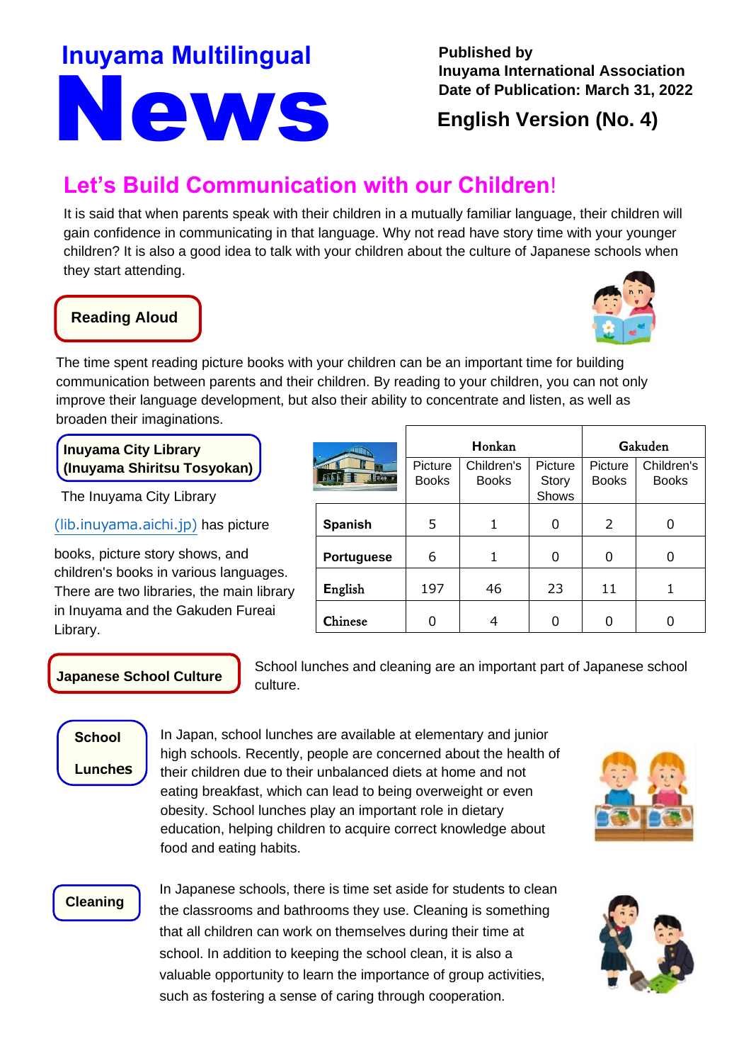# Inuyama Multilingual News

**Published by**
**Inuyama International Association**
**Date of Publication: March 31, 2022**

**English Version (No. 4)**

## Let's Build Communication with our Children!

It is said that when parents speak with their children in a mutually familiar language, their children will gain confidence in communicating in that language. Why not read have story time with your younger children? It is also a good idea to talk with your children about the culture of Japanese schools when they start attending.

### Reading Aloud

The time spent reading picture books with your children can be an important time for building communication between parents and their children. By reading to your children, you can not only improve their language development, but also their ability to concentrate and listen, as well as broaden their imaginations.

**Inuyama City Library (Inuyama Shiritsu Tosyokan)**

The Inuyama City Library (lib.inuyama.aichi.jp) has picture books, picture story shows, and children's books in various languages. There are two libraries, the main library in Inuyama and the Gakuden Fureai Library.

| | Honkan | | | Gakuden | |
|---|---|---|---|---|---|
| | Picture Books | Children's Books | Picture Story Shows | Picture Books | Children's Books |
| **Spanish** | 5 | 1 | 0 | 2 | 0 |
| **Portuguese** | 6 | 1 | 0 | 0 | 0 |
| **English** | 197 | 46 | 23 | 11 | 1 |
| **Chinese** | 0 | 4 | 0 | 0 | 0 |

### Japanese School Culture

School lunches and cleaning are an important part of Japanese school culture.

**School Lunches**

In Japan, school lunches are available at elementary and junior high schools. Recently, people are concerned about the health of their children due to their unbalanced diets at home and not eating breakfast, which can lead to being overweight or even obesity. School lunches play an important role in dietary education, helping children to acquire correct knowledge about food and eating habits.

**Cleaning**

In Japanese schools, there is time set aside for students to clean the classrooms and bathrooms they use. Cleaning is something that all children can work on themselves during their time at school. In addition to keeping the school clean, it is also a valuable opportunity to learn the importance of group activities, such as fostering a sense of caring through cooperation.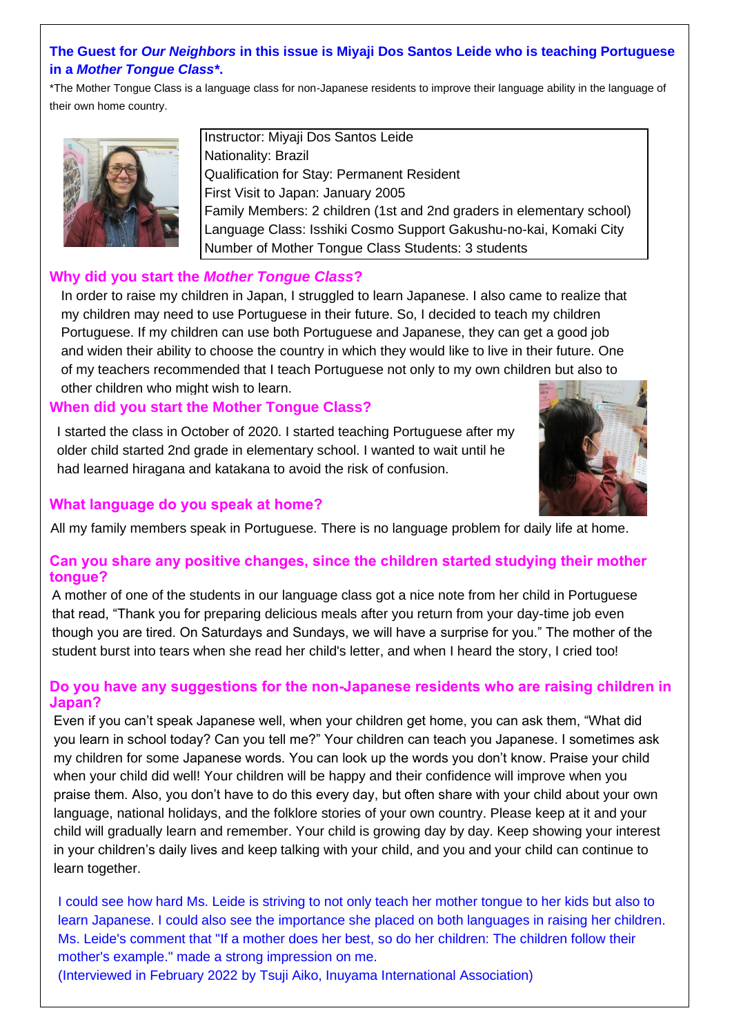**The Guest for *Our Neighbors* in this issue is Miyaji Dos Santos Leide who is teaching Portuguese in a *Mother Tongue Class*\*.**

*The Mother Tongue Class is a language class for non-Japanese residents to improve their language ability in the language of their own home country.

| Instructor: Miyaji Dos Santos Leide |
|---|
| Nationality: Brazil |
| Qualification for Stay: Permanent Resident |
| First Visit to Japan: January 2005 |
| Family Members: 2 children (1st and 2nd graders in elementary school) |
| Language Class: Isshiki Cosmo Support Gakushu-no-kai, Komaki City |
| Number of Mother Tongue Class Students: 3 students |

## Why did you start the *Mother Tongue Class*?

In order to raise my children in Japan, I struggled to learn Japanese. I also came to realize that my children may need to use Portuguese in their future. So, I decided to teach my children Portuguese. If my children can use both Portuguese and Japanese, they can get a good job and widen their ability to choose the country in which they would like to live in their future. One of my teachers recommended that I teach Portuguese not only to my own children but also to other children who might wish to learn.

## When did you start the Mother Tongue Class?

I started the class in October of 2020. I started teaching Portuguese after my older child started 2nd grade in elementary school. I wanted to wait until he had learned hiragana and katakana to avoid the risk of confusion.

## What language do you speak at home?

All my family members speak in Portuguese. There is no language problem for daily life at home.

## Can you share any positive changes, since the children started studying their mother tongue?

A mother of one of the students in our language class got a nice note from her child in Portuguese that read, "Thank you for preparing delicious meals after you return from your day-time job even though you are tired. On Saturdays and Sundays, we will have a surprise for you." The mother of the student burst into tears when she read her child's letter, and when I heard the story, I cried too!

## Do you have any suggestions for the non-Japanese residents who are raising children in Japan?

Even if you can't speak Japanese well, when your children get home, you can ask them, "What did you learn in school today? Can you tell me?" Your children can teach you Japanese. I sometimes ask my children for some Japanese words. You can look up the words you don't know. Praise your child when your child did well! Your children will be happy and their confidence will improve when you praise them. Also, you don't have to do this every day, but often share with your child about your own language, national holidays, and the folklore stories of your own country. Please keep at it and your child will gradually learn and remember. Your child is growing day by day. Keep showing your interest in your children's daily lives and keep talking with your child, and you and your child can continue to learn together.

I could see how hard Ms. Leide is striving to not only teach her mother tongue to her kids but also to learn Japanese. I could also see the importance she placed on both languages in raising her children. Ms. Leide's comment that "If a mother does her best, so do her children: The children follow their mother's example." made a strong impression on me.
(Interviewed in February 2022 by Tsuji Aiko, Inuyama International Association)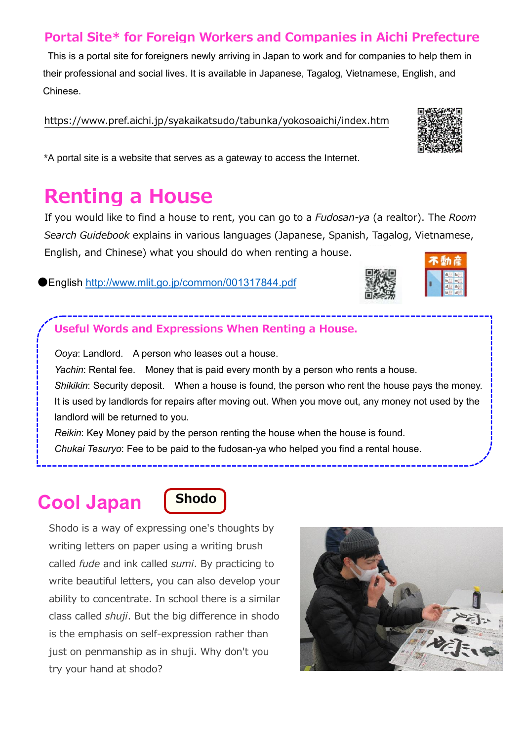## Portal Site* for Foreign Workers and Companies in Aichi Prefecture

This is a portal site for foreigners newly arriving in Japan to work and for companies to help them in their professional and social lives. It is available in Japanese, Tagalog, Vietnamese, English, and Chinese.

https://www.pref.aichi.jp/syakaikatsudo/tabunka/yokosoaichi/index.htm

*A portal site is a website that serves as a gateway to access the Internet.

# Renting a House

If you would like to find a house to rent, you can go to a *Fudosan-ya* (a realtor). The *Room Search Guidebook* explains in various languages (Japanese, Spanish, Tagalog, Vietnamese, English, and Chinese) what you should do when renting a house.

● English http://www.mlit.go.jp/common/001317844.pdf

### Useful Words and Expressions When Renting a House.

*Ooya*: Landlord. A person who leases out a house.

*Yachin*: Rental fee. Money that is paid every month by a person who rents a house.

*Shikikin*: Security deposit. When a house is found, the person who rent the house pays the money. It is used by landlords for repairs after moving out. When you move out, any money not used by the landlord will be returned to you.

*Reikin*: Key Money paid by the person renting the house when the house is found.

*Chukai Tesuryo*: Fee to be paid to the fudosan-ya who helped you find a rental house.

# Cool Japan

## Shodo

Shodo is a way of expressing one's thoughts by writing letters on paper using a writing brush called *fude* and ink called *sumi*. By practicing to write beautiful letters, you can also develop your ability to concentrate. In school there is a similar class called *shuji*. But the big difference in shodo is the emphasis on self-expression rather than just on penmanship as in shuji. Why don't you try your hand at shodo?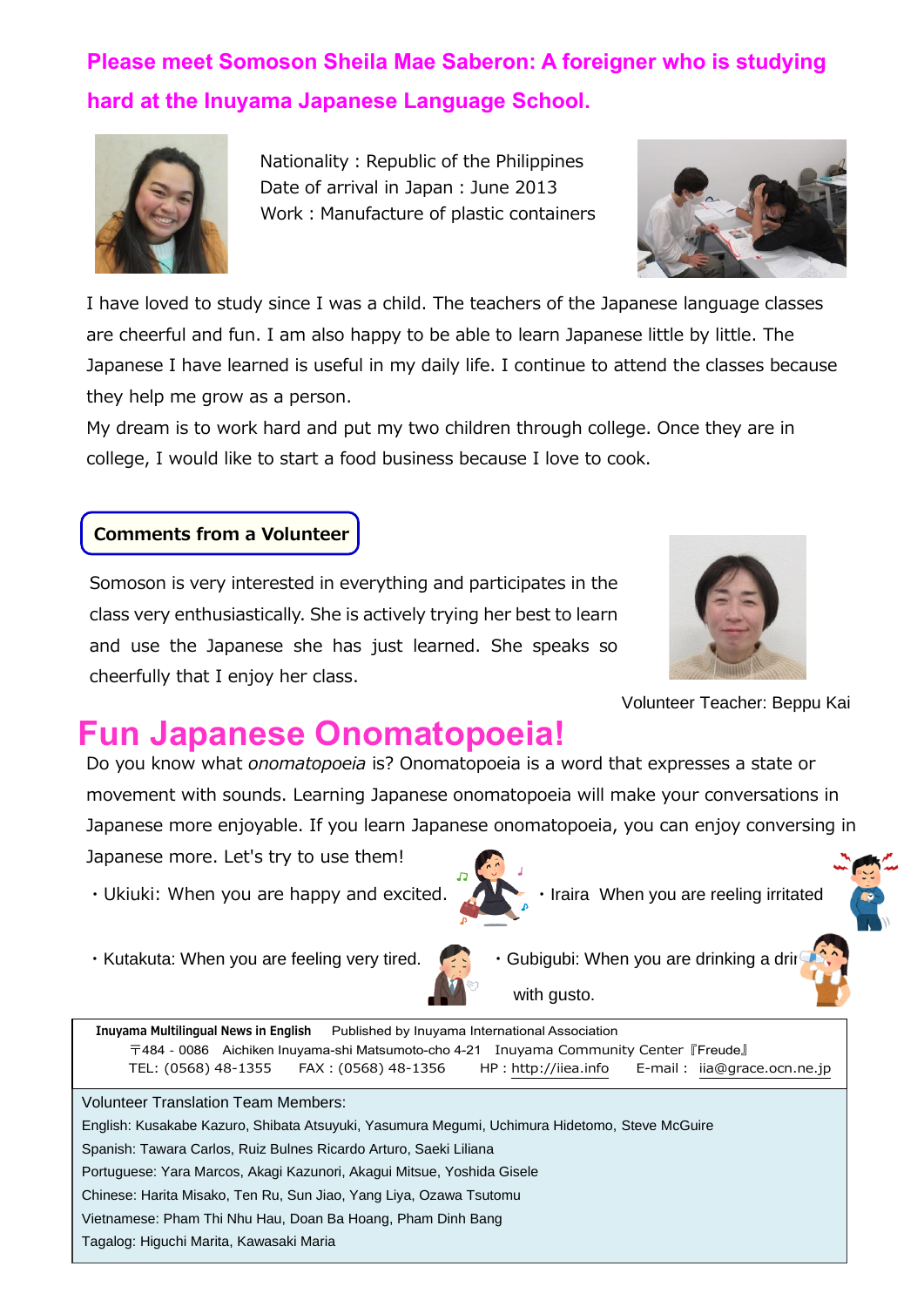## Please meet Somoson Sheila Mae Saberon: A foreigner who is studying hard at the Inuyama Japanese Language School.

Nationality : Republic of the Philippines
Date of arrival in Japan : June 2013
Work : Manufacture of plastic containers

I have loved to study since I was a child. The teachers of the Japanese language classes are cheerful and fun. I am also happy to be able to learn Japanese little by little. The Japanese I have learned is useful in my daily life. I continue to attend the classes because they help me grow as a person.

My dream is to work hard and put my two children through college. Once they are in college, I would like to start a food business because I love to cook.

### Comments from a Volunteer

Somoson is very interested in everything and participates in the class very enthusiastically. She is actively trying her best to learn and use the Japanese she has just learned. She speaks so cheerfully that I enjoy her class.

Volunteer Teacher: Beppu Kai

# Fun Japanese Onomatopoeia!

Do you know what *onomatopoeia* is? Onomatopoeia is a word that expresses a state or movement with sounds. Learning Japanese onomatopoeia will make your conversations in Japanese more enjoyable. If you learn Japanese onomatopoeia, you can enjoy conversing in Japanese more. Let's try to use them!

- Ukiuki: When you are happy and excited.
- Iraira When you are reeling irritated
- Kutakuta: When you are feeling very tired.
- Gubigubi: When you are drinking a drir with gusto.

**Inuyama Multilingual News in English** Published by Inuyama International Association
〒484 - 0086 Aichiken Inuyama-shi Matsumoto-cho 4-21 Inuyama Community Center『Freude』
TEL: (0568) 48-1355 FAX : (0568) 48-1356 HP : http://iiea.info E-mail : iia@grace.ocn.ne.jp

Volunteer Translation Team Members:
English: Kusakabe Kazuro, Shibata Atsuyuki, Yasumura Megumi, Uchimura Hidetomo, Steve McGuire
Spanish: Tawara Carlos, Ruiz Bulnes Ricardo Arturo, Saeki Liliana
Portuguese: Yara Marcos, Akagi Kazunori, Akagui Mitsue, Yoshida Gisele
Chinese: Harita Misako, Ten Ru, Sun Jiao, Yang Liya, Ozawa Tsutomu
Vietnamese: Pham Thi Nhu Hau, Doan Ba Hoang, Pham Dinh Bang
Tagalog: Higuchi Marita, Kawasaki Maria